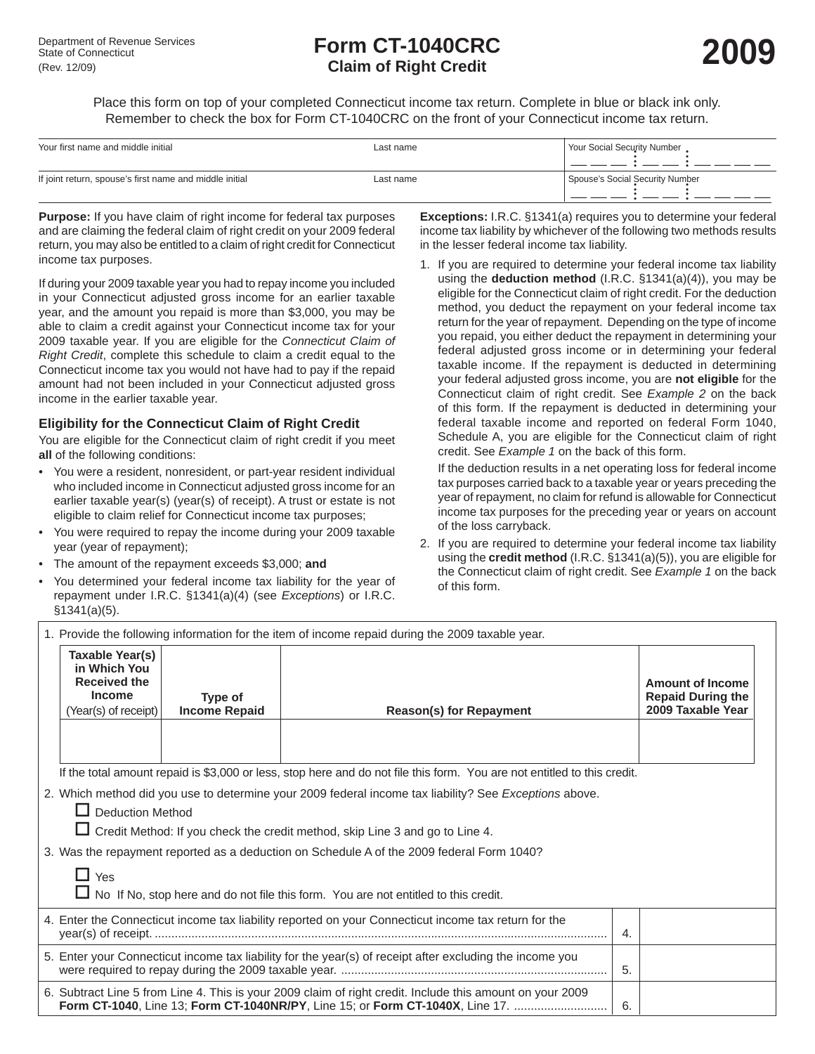Department of Revenue Services
State of Connecticut
(Rev. 12/09)

# Form CT-1040CRC
## Claim of Right Credit

**2009**

Place this form on top of your completed Connecticut income tax return. Complete in blue or black ink only.
Remember to check the box for Form CT-1040CRC on the front of your Connecticut income tax return.

| Your first name and middle initial | Last name | Your Social Security Number |
|---|---|---|
| If joint return, spouse's first name and middle initial | Last name | Spouse's Social Security Number |

**Purpose:** If you have claim of right income for federal tax purposes and are claiming the federal claim of right credit on your 2009 federal return, you may also be entitled to a claim of right credit for Connecticut income tax purposes.

If during your 2009 taxable year you had to repay income you included in your Connecticut adjusted gross income for an earlier taxable year, and the amount you repaid is more than $3,000, you may be able to claim a credit against your Connecticut income tax for your 2009 taxable year. If you are eligible for the *Connecticut Claim of Right Credit*, complete this schedule to claim a credit equal to the Connecticut income tax you would not have had to pay if the repaid amount had not been included in your Connecticut adjusted gross income in the earlier taxable year.

### Eligibility for the Connecticut Claim of Right Credit

You are eligible for the Connecticut claim of right credit if you meet **all** of the following conditions:

- You were a resident, nonresident, or part-year resident individual who included income in Connecticut adjusted gross income for an earlier taxable year(s) (year(s) of receipt). A trust or estate is not eligible to claim relief for Connecticut income tax purposes;
- You were required to repay the income during your 2009 taxable year (year of repayment);
- The amount of the repayment exceeds $3,000; **and**
- You determined your federal income tax liability for the year of repayment under I.R.C. §1341(a)(4) (see *Exceptions*) or I.R.C. §1341(a)(5).

**Exceptions:** I.R.C. §1341(a) requires you to determine your federal income tax liability by whichever of the following two methods results in the lesser federal income tax liability.

1. If you are required to determine your federal income tax liability using the **deduction method** (I.R.C. §1341(a)(4)), you may be eligible for the Connecticut claim of right credit. For the deduction method, you deduct the repayment on your federal income tax return for the year of repayment. Depending on the type of income you repaid, you either deduct the repayment in determining your federal adjusted gross income or in determining your federal taxable income. If the repayment is deducted in determining your federal adjusted gross income, you are **not eligible** for the Connecticut claim of right credit. See *Example 2* on the back of this form. If the repayment is deducted in determining your federal taxable income and reported on federal Form 1040, Schedule A, you are eligible for the Connecticut claim of right credit. See *Example 1* on the back of this form.

   If the deduction results in a net operating loss for federal income tax purposes carried back to a taxable year or years preceding the year of repayment, no claim for refund is allowable for Connecticut income tax purposes for the preceding year or years on account of the loss carryback.

2. If you are required to determine your federal income tax liability using the **credit method** (I.R.C. §1341(a)(5)), you are eligible for the Connecticut claim of right credit. See *Example 1* on the back of this form.

1. Provide the following information for the item of income repaid during the 2009 taxable year.

| **Taxable Year(s) in Which You Received the Income** (Year(s) of receipt) | **Type of Income Repaid** | **Reason(s) for Repayment** | **Amount of Income Repaid During the 2009 Taxable Year** |
|---|---|---|---|
| | | | |

If the total amount repaid is $3,000 or less, stop here and do not file this form. You are not entitled to this credit.

2. Which method did you use to determine your 2009 federal income tax liability? See *Exceptions* above.

☐ Deduction Method

☐ Credit Method: If you check the credit method, skip Line 3 and go to Line 4.

3. Was the repayment reported as a deduction on Schedule A of the 2009 federal Form 1040?

☐ Yes

☐ No If No, stop here and do not file this form. You are not entitled to this credit.

| | | |
|---|---|---|
| 4. Enter the Connecticut income tax liability reported on your Connecticut income tax return for the year(s) of receipt. | 4. | |
| 5. Enter your Connecticut income tax liability for the year(s) of receipt after excluding the income you were required to repay during the 2009 taxable year. | 5. | |
| 6. Subtract Line 5 from Line 4. This is your 2009 claim of right credit. Include this amount on your 2009 **Form CT-1040**, Line 13; **Form CT-1040NR/PY**, Line 15; or **Form CT-1040X**, Line 17. | 6. | |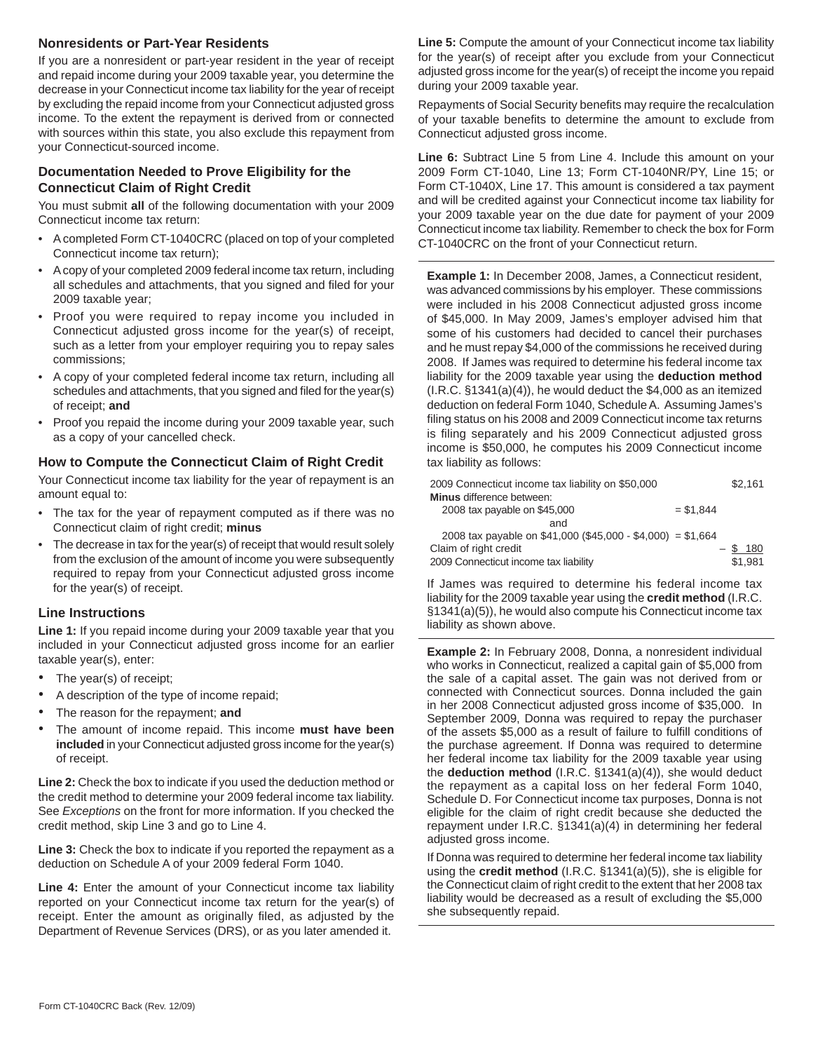## Nonresidents or Part-Year Residents

If you are a nonresident or part-year resident in the year of receipt and repaid income during your 2009 taxable year, you determine the decrease in your Connecticut income tax liability for the year of receipt by excluding the repaid income from your Connecticut adjusted gross income. To the extent the repayment is derived from or connected with sources within this state, you also exclude this repayment from your Connecticut-sourced income.

## Documentation Needed to Prove Eligibility for the Connecticut Claim of Right Credit

You must submit **all** of the following documentation with your 2009 Connecticut income tax return:

- A completed Form CT-1040CRC (placed on top of your completed Connecticut income tax return);
- A copy of your completed 2009 federal income tax return, including all schedules and attachments, that you signed and filed for your 2009 taxable year;
- Proof you were required to repay income you included in Connecticut adjusted gross income for the year(s) of receipt, such as a letter from your employer requiring you to repay sales commissions;
- A copy of your completed federal income tax return, including all schedules and attachments, that you signed and filed for the year(s) of receipt; **and**
- Proof you repaid the income during your 2009 taxable year, such as a copy of your cancelled check.

## How to Compute the Connecticut Claim of Right Credit

Your Connecticut income tax liability for the year of repayment is an amount equal to:

- The tax for the year of repayment computed as if there was no Connecticut claim of right credit; **minus**
- The decrease in tax for the year(s) of receipt that would result solely from the exclusion of the amount of income you were subsequently required to repay from your Connecticut adjusted gross income for the year(s) of receipt.

## Line Instructions

**Line 1:** If you repaid income during your 2009 taxable year that you included in your Connecticut adjusted gross income for an earlier taxable year(s), enter:

- The year(s) of receipt;
- A description of the type of income repaid;
- The reason for the repayment; **and**
- The amount of income repaid. This income **must have been included** in your Connecticut adjusted gross income for the year(s) of receipt.

**Line 2:** Check the box to indicate if you used the deduction method or the credit method to determine your 2009 federal income tax liability. See *Exceptions* on the front for more information. If you checked the credit method, skip Line 3 and go to Line 4.

**Line 3:** Check the box to indicate if you reported the repayment as a deduction on Schedule A of your 2009 federal Form 1040.

**Line 4:** Enter the amount of your Connecticut income tax liability reported on your Connecticut income tax return for the year(s) of receipt. Enter the amount as originally filed, as adjusted by the Department of Revenue Services (DRS), or as you later amended it.

**Line 5:** Compute the amount of your Connecticut income tax liability for the year(s) of receipt after you exclude from your Connecticut adjusted gross income for the year(s) of receipt the income you repaid during your 2009 taxable year.

Repayments of Social Security benefits may require the recalculation of your taxable benefits to determine the amount to exclude from Connecticut adjusted gross income.

**Line 6:** Subtract Line 5 from Line 4. Include this amount on your 2009 Form CT-1040, Line 13; Form CT-1040NR/PY, Line 15; or Form CT-1040X, Line 17. This amount is considered a tax payment and will be credited against your Connecticut income tax liability for your 2009 taxable year on the due date for payment of your 2009 Connecticut income tax liability. Remember to check the box for Form CT-1040CRC on the front of your Connecticut return.

---

**Example 1:** In December 2008, James, a Connecticut resident, was advanced commissions by his employer. These commissions were included in his 2008 Connecticut adjusted gross income of $45,000. In May 2009, James's employer advised him that some of his customers had decided to cancel their purchases and he must repay $4,000 of the commissions he received during 2008. If James was required to determine his federal income tax liability for the 2009 taxable year using the **deduction method** (I.R.C. §1341(a)(4)), he would deduct the $4,000 as an itemized deduction on federal Form 1040, Schedule A. Assuming James's filing status on his 2008 and 2009 Connecticut income tax returns is filing separately and his 2009 Connecticut adjusted gross income is $50,000, he computes his 2009 Connecticut income tax liability as follows:

| | | |
|---|---|---|
| 2009 Connecticut income tax liability on $50,000 | | $2,161 |
| **Minus** difference between: | | |
| 2008 tax payable on $45,000 | = $1,844 | |
| and | | |
| 2008 tax payable on $41,000 ($45,000 - $4,000) | = $1,664 | |
| Claim of right credit | | – $ 180 |
| 2009 Connecticut income tax liability | | $1,981 |

If James was required to determine his federal income tax liability for the 2009 taxable year using the **credit method** (I.R.C. §1341(a)(5)), he would also compute his Connecticut income tax liability as shown above.

---

**Example 2:** In February 2008, Donna, a nonresident individual who works in Connecticut, realized a capital gain of $5,000 from the sale of a capital asset. The gain was not derived from or connected with Connecticut sources. Donna included the gain in her 2008 Connecticut adjusted gross income of $35,000. In September 2009, Donna was required to repay the purchaser of the assets $5,000 as a result of failure to fulfill conditions of the purchase agreement. If Donna was required to determine her federal income tax liability for the 2009 taxable year using the **deduction method** (I.R.C. §1341(a)(4)), she would deduct the repayment as a capital loss on her federal Form 1040, Schedule D. For Connecticut income tax purposes, Donna is not eligible for the claim of right credit because she deducted the repayment under I.R.C. §1341(a)(4) in determining her federal adjusted gross income.

If Donna was required to determine her federal income tax liability using the **credit method** (I.R.C. §1341(a)(5)), she is eligible for the Connecticut claim of right credit to the extent that her 2008 tax liability would be decreased as a result of excluding the $5,000 she subsequently repaid.

Form CT-1040CRC Back (Rev. 12/09)